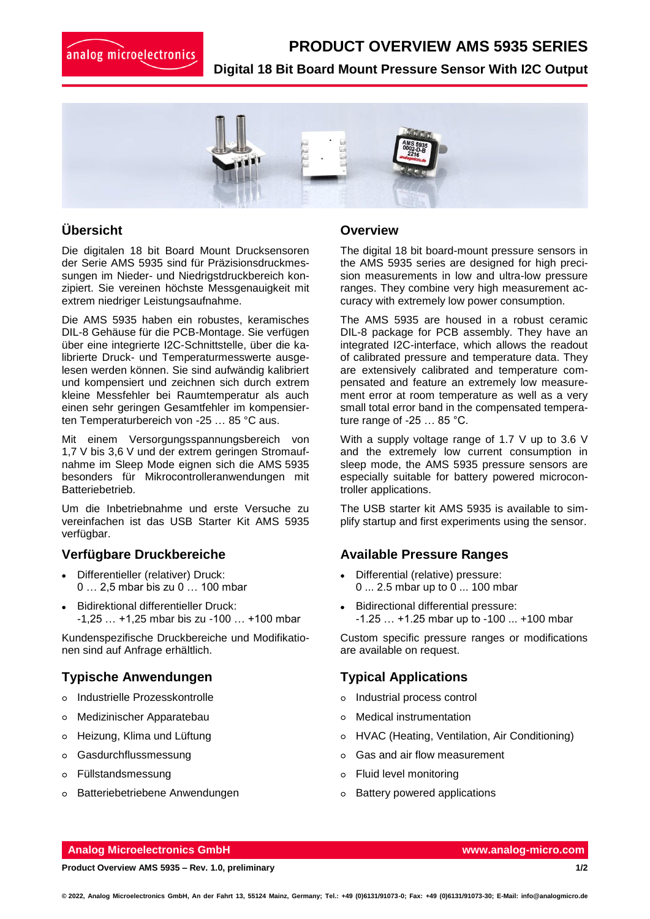# PRODUCT OVERVIEW AMS 5935 SERIES

## Digital 18 Bit Board Mount Pressure Sensor With I2C Output

## Übersicht

Die digitalen 18 bit Board Mount Drucksensoren der Serie AMS 5935 sind für Präzisionsdruckmessungen im Nieder- und Niedrigstdruckbereich konzipiert. Sie vereinen höchste Messgenauigkeit mit extrem niedriger Leistungsaufnahme.

Die AMS 5935 haben ein robustes, keramisches DIL-8 Gehäuse für die PCB-Montage. Sie verfügen über eine integrierte I2C-Schnittstelle, über die kalibrierte Druck- und Temperaturmesswerte ausgelesen werden können. Sie sind aufwändig kalibriert und kompensiert und zeichnen sich durch extrem kleine Messfehler bei Raumtemperatur als auch einen sehr geringen Gesamtfehler im kompensierten Temperaturbereich von -25 … 85 °C aus.

Mit einem Versorgungsspannungsbereich von 1,7 V bis 3,6 V und der extrem geringen Stromaufnahme im Sleep Mode eignen sich die AMS 5935 besonders für Mikrocontrolleranwendungen mit Batteriebetrieb.

Um die Inbetriebnahme und erste Versuche zu vereinfachen ist das USB Starter Kit AMS 5935 verfügbar.

## Verfügbare Druckbereiche

- Differentieller (relativer) Druck:
  0 … 2,5 mbar bis zu 0 … 100 mbar
- Bidirektional differentieller Druck:
  -1,25 … +1,25 mbar bis zu -100 … +100 mbar

Kundenspezifische Druckbereiche und Modifikationen sind auf Anfrage erhältlich.

## Typische Anwendungen

- Industrielle Prozesskontrolle
- Medizinischer Apparatebau
- Heizung, Klima und Lüftung
- Gasdurchflussmessung
- Füllstandsmessung
- Batteriebetriebene Anwendungen

## Overview

The digital 18 bit board-mount pressure sensors in the AMS 5935 series are designed for high precision measurements in low and ultra-low pressure ranges. They combine very high measurement accuracy with extremely low power consumption.

The AMS 5935 are housed in a robust ceramic DIL-8 package for PCB assembly. They have an integrated I2C-interface, which allows the readout of calibrated pressure and temperature data. They are extensively calibrated and temperature compensated and feature an extremely low measurement error at room temperature as well as a very small total error band in the compensated temperature range of -25 … 85 °C.

With a supply voltage range of 1.7 V up to 3.6 V and the extremely low current consumption in sleep mode, the AMS 5935 pressure sensors are especially suitable for battery powered microcontroller applications.

The USB starter kit AMS 5935 is available to simplify startup and first experiments using the sensor.

## Available Pressure Ranges

- Differential (relative) pressure:
  0 ... 2.5 mbar up to 0 ... 100 mbar
- Bidirectional differential pressure:
  -1.25 … +1.25 mbar up to -100 ... +100 mbar

Custom specific pressure ranges or modifications are available on request.

## Typical Applications

- Industrial process control
- Medical instrumentation
- HVAC (Heating, Ventilation, Air Conditioning)
- Gas and air flow measurement
- Fluid level monitoring
- Battery powered applications

**Analog Microelectronics GmbH** www.analog-micro.com

**Product Overview AMS 5935 – Rev. 1.0, preliminary**

© 2022, Analog Microelectronics GmbH, An der Fahrt 13, 55124 Mainz, Germany; Tel.: +49 (0)6131/91073-0; Fax: +49 (0)6131/91073-30; E-Mail: info@analogmicro.de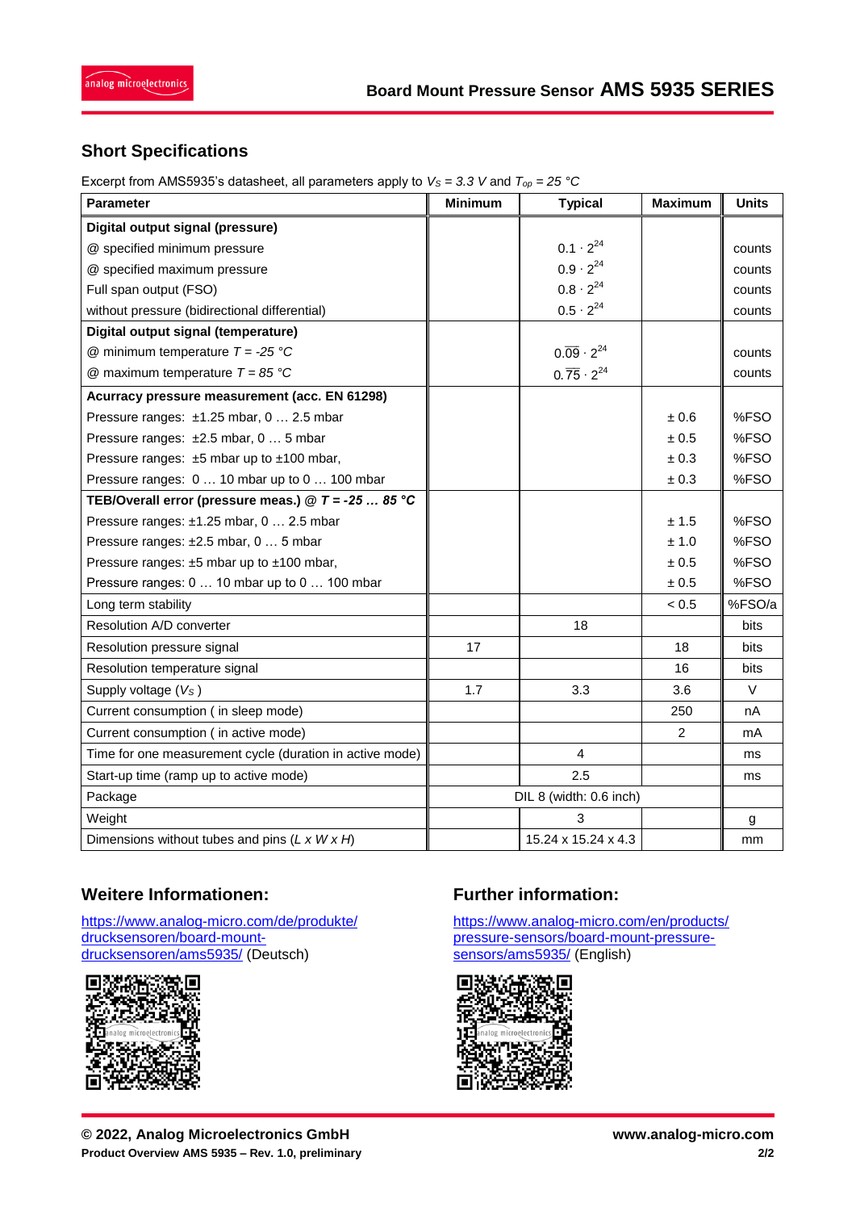## Short Specifications

Excerpt from AMS5935's datasheet, all parameters apply to $V_S$ = 3.3 V and $T_{op}$ = 25 °C

| Parameter | Minimum | Typical | Maximum | Units |
|---|---|---|---|---|
| **Digital output signal (pressure)** | | | | |
| @ specified minimum pressure | | $0.1 \cdot 2^{24}$ | | counts |
| @ specified maximum pressure | | $0.9 \cdot 2^{24}$ | | counts |
| Full span output (FSO) | | $0.8 \cdot 2^{24}$ | | counts |
| without pressure (bidirectional differential) | | $0.5 \cdot 2^{24}$ | | counts |
| **Digital output signal (temperature)** | | | | |
| @ minimum temperature $T$ = -25 °C | | $0.\overline{09} \cdot 2^{24}$ | | counts |
| @ maximum temperature $T$ = 85 °C | | $0.\overline{75} \cdot 2^{24}$ | | counts |
| **Acurracy pressure measurement (acc. EN 61298)** | | | | |
| Pressure ranges: ±1.25 mbar, 0 … 2.5 mbar | | | ± 0.6 | %FSO |
| Pressure ranges: ±2.5 mbar, 0 … 5 mbar | | | ± 0.5 | %FSO |
| Pressure ranges: ±5 mbar up to ±100 mbar, | | | ± 0.3 | %FSO |
| Pressure ranges: 0 … 10 mbar up to 0 … 100 mbar | | | ± 0.3 | %FSO |
| **TEB/Overall error (pressure meas.) @ *T* = -25 … 85 °C** | | | | |
| Pressure ranges: ±1.25 mbar, 0 … 2.5 mbar | | | ± 1.5 | %FSO |
| Pressure ranges: ±2.5 mbar, 0 … 5 mbar | | | ± 1.0 | %FSO |
| Pressure ranges: ±5 mbar up to ±100 mbar, | | | ± 0.5 | %FSO |
| Pressure ranges: 0 … 10 mbar up to 0 … 100 mbar | | | ± 0.5 | %FSO |
| Long term stability | | | < 0.5 | %FSO/a |
| Resolution A/D converter | | 18 | | bits |
| Resolution pressure signal | 17 | | 18 | bits |
| Resolution temperature signal | | | 16 | bits |
| Supply voltage ($V_S$) | 1.7 | 3.3 | 3.6 | V |
| Current consumption ( in sleep mode) | | | 250 | nA |
| Current consumption ( in active mode) | | | 2 | mA |
| Time for one measurement cycle (duration in active mode) | | 4 | | ms |
| Start-up time (ramp up to active mode) | | 2.5 | | ms |
| Package | DIL 8 (width: 0.6 inch) | | | |
| Weight | | 3 | | g |
| Dimensions without tubes and pins ($L$ x $W$ x $H$) | | 15.24 x 15.24 x 4.3 | | mm |

### Weitere Informationen:

https://www.analog-micro.com/de/produkte/drucksensoren/board-mount-drucksensoren/ams5935/ (Deutsch)

### Further information:

https://www.analog-micro.com/en/products/pressure-sensors/board-mount-pressure-sensors/ams5935/ (English)

**© 2022, Analog Microelectronics GmbH**
**Product Overview AMS 5935 – Rev. 1.0, preliminary**

www.analog-micro.com